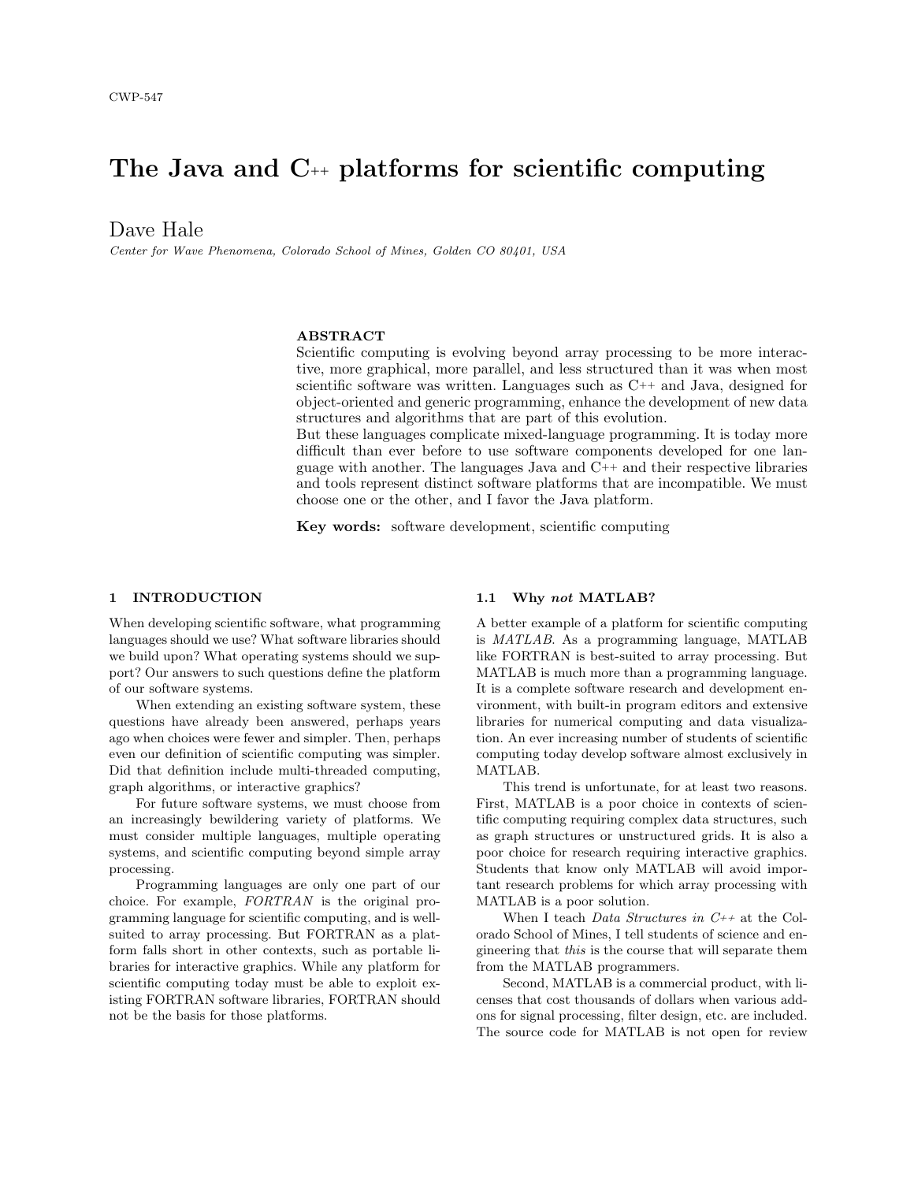CWP-547

# The Java and C++ platforms for scientific computing

Dave Hale

*Center for Wave Phenomena, Colorado School of Mines, Golden CO 80401, USA*

**ABSTRACT**

Scientific computing is evolving beyond array processing to be more interactive, more graphical, more parallel, and less structured than it was when most scientific software was written. Languages such as C++ and Java, designed for object-oriented and generic programming, enhance the development of new data structures and algorithms that are part of this evolution.

But these languages complicate mixed-language programming. It is today more difficult than ever before to use software components developed for one language with another. The languages Java and C++ and their respective libraries and tools represent distinct software platforms that are incompatible. We must choose one or the other, and I favor the Java platform.

**Key words:** software development, scientific computing

## 1 INTRODUCTION

When developing scientific software, what programming languages should we use? What software libraries should we build upon? What operating systems should we support? Our answers to such questions define the platform of our software systems.

When extending an existing software system, these questions have already been answered, perhaps years ago when choices were fewer and simpler. Then, perhaps even our definition of scientific computing was simpler. Did that definition include multi-threaded computing, graph algorithms, or interactive graphics?

For future software systems, we must choose from an increasingly bewildering variety of platforms. We must consider multiple languages, multiple operating systems, and scientific computing beyond simple array processing.

Programming languages are only one part of our choice. For example, *FORTRAN* is the original programming language for scientific computing, and is well-suited to array processing. But FORTRAN as a platform falls short in other contexts, such as portable libraries for interactive graphics. While any platform for scientific computing today must be able to exploit existing FORTRAN software libraries, FORTRAN should not be the basis for those platforms.

### 1.1 Why *not* MATLAB?

A better example of a platform for scientific computing is *MATLAB*. As a programming language, MATLAB like FORTRAN is best-suited to array processing. But MATLAB is much more than a programming language. It is a complete software research and development environment, with built-in program editors and extensive libraries for numerical computing and data visualization. An ever increasing number of students of scientific computing today develop software almost exclusively in MATLAB.

This trend is unfortunate, for at least two reasons. First, MATLAB is a poor choice in contexts of scientific computing requiring complex data structures, such as graph structures or unstructured grids. It is also a poor choice for research requiring interactive graphics. Students that know only MATLAB will avoid important research problems for which array processing with MATLAB is a poor solution.

When I teach *Data Structures in C++* at the Colorado School of Mines, I tell students of science and engineering that *this* is the course that will separate them from the MATLAB programmers.

Second, MATLAB is a commercial product, with licenses that cost thousands of dollars when various add-ons for signal processing, filter design, etc. are included. The source code for MATLAB is not open for review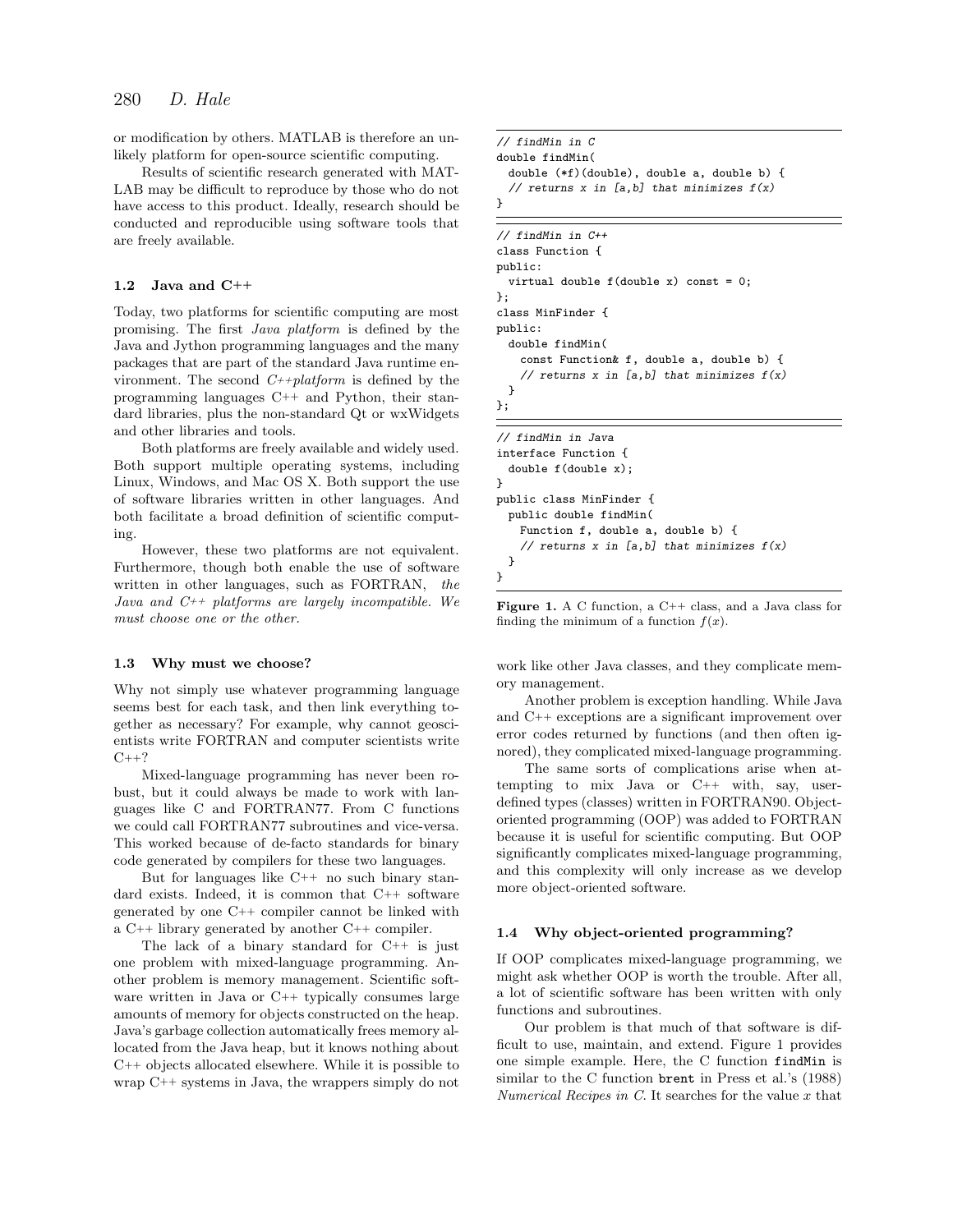or modification by others. MATLAB is therefore an unlikely platform for open-source scientific computing.

Results of scientific research generated with MATLAB may be difficult to reproduce by those who do not have access to this product. Ideally, research should be conducted and reproducible using software tools that are freely available.

### 1.2 Java and C++

Today, two platforms for scientific computing are most promising. The first *Java platform* is defined by the Java and Jython programming languages and the many packages that are part of the standard Java runtime environment. The second *C++platform* is defined by the programming languages C++ and Python, their standard libraries, plus the non-standard Qt or wxWidgets and other libraries and tools.

Both platforms are freely available and widely used. Both support multiple operating systems, including Linux, Windows, and Mac OS X. Both support the use of software libraries written in other languages. And both facilitate a broad definition of scientific computing.

However, these two platforms are not equivalent. Furthermore, though both enable the use of software written in other languages, such as FORTRAN, *the Java and C++ platforms are largely incompatible. We must choose one or the other.*

### 1.3 Why must we choose?

Why not simply use whatever programming language seems best for each task, and then link everything together as necessary? For example, why cannot geoscientists write FORTRAN and computer scientists write C++?

Mixed-language programming has never been robust, but it could always be made to work with languages like C and FORTRAN77. From C functions we could call FORTRAN77 subroutines and vice-versa. This worked because of de-facto standards for binary code generated by compilers for these two languages.

But for languages like C++ no such binary standard exists. Indeed, it is common that C++ software generated by one C++ compiler cannot be linked with a C++ library generated by another C++ compiler.

The lack of a binary standard for C++ is just one problem with mixed-language programming. Another problem is memory management. Scientific software written in Java or C++ typically consumes large amounts of memory for objects constructed on the heap. Java's garbage collection automatically frees memory allocated from the Java heap, but it knows nothing about C++ objects allocated elsewhere. While it is possible to wrap C++ systems in Java, the wrappers simply do not work like other Java classes, and they complicate memory management.

Another problem is exception handling. While Java and C++ exceptions are a significant improvement over error codes returned by functions (and then often ignored), they complicated mixed-language programming.

The same sorts of complications arise when attempting to mix Java or C++ with, say, user-defined types (classes) written in FORTRAN90. Object-oriented programming (OOP) was added to FORTRAN because it is useful for scientific computing. But OOP significantly complicates mixed-language programming, and this complexity will only increase as we develop more object-oriented software.

```
// findMin in C
double findMin(
  double (*f)(double), double a, double b) {
  // returns x in [a,b] that minimizes f(x)
}
```

```
// findMin in C++
class Function {
public:
  virtual double f(double x) const = 0;
};
class MinFinder {
public:
  double findMin(
    const Function& f, double a, double b) {
    // returns x in [a,b] that minimizes f(x)
  }
};
```

```
// findMin in Java
interface Function {
  double f(double x);
}
public class MinFinder {
  public double findMin(
    Function f, double a, double b) {
    // returns x in [a,b] that minimizes f(x)
  }
}
```

**Figure 1.** A C function, a C++ class, and a Java class for finding the minimum of a function $f(x)$.

### 1.4 Why object-oriented programming?

If OOP complicates mixed-language programming, we might ask whether OOP is worth the trouble. After all, a lot of scientific software has been written with only functions and subroutines.

Our problem is that much of that software is difficult to use, maintain, and extend. Figure 1 provides one simple example. Here, the C function `findMin` is similar to the C function `brent` in Press et al.'s (1988) *Numerical Recipes in C*. It searches for the value $x$ that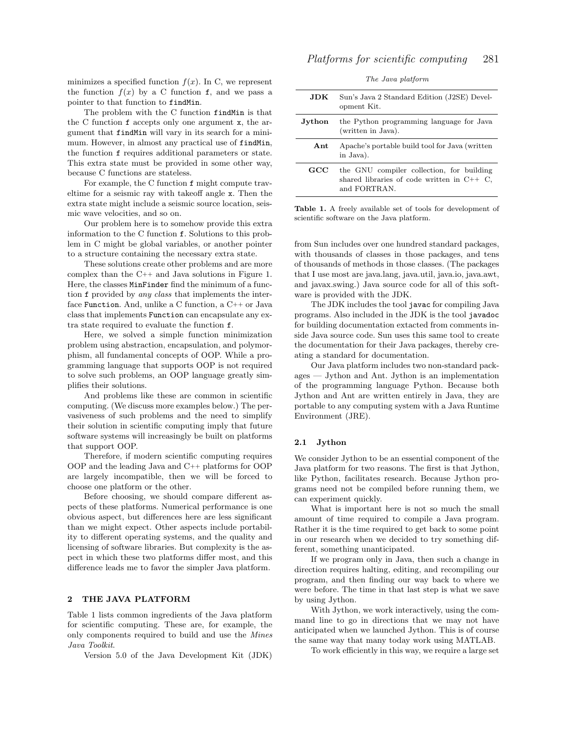minimizes a specified function $f(x)$. In C, we represent the function $f(x)$ by a C function `f`, and we pass a pointer to that function to `findMin`.

The problem with the C function `findMin` is that the C function `f` accepts only one argument `x`, the argument that `findMin` will vary in its search for a minimum. However, in almost any practical use of `findMin`, the function `f` requires additional parameters or state. This extra state must be provided in some other way, because C functions are stateless.

For example, the C function `f` might compute traveltime for a seismic ray with takeoff angle `x`. Then the extra state might include a seismic source location, seismic wave velocities, and so on.

Our problem here is to somehow provide this extra information to the C function `f`. Solutions to this problem in C might be global variables, or another pointer to a structure containing the necessary extra state.

These solutions create other problems and are more complex than the C++ and Java solutions in Figure 1. Here, the classes `MinFinder` find the minimum of a function `f` provided by *any class* that implements the interface `Function`. And, unlike a C function, a C++ or Java class that implements `Function` can encapsulate any extra state required to evaluate the function `f`.

Here, we solved a simple function minimization problem using abstraction, encapsulation, and polymorphism, all fundamental concepts of OOP. While a programming language that supports OOP is not required to solve such problems, an OOP language greatly simplifies their solutions.

And problems like these are common in scientific computing. (We discuss more examples below.) The pervasiveness of such problems and the need to simplify their solution in scientific computing imply that future software systems will increasingly be built on platforms that support OOP.

Therefore, if modern scientific computing requires OOP and the leading Java and C++ platforms for OOP are largely incompatible, then we will be forced to choose one platform or the other.

Before choosing, we should compare different aspects of these platforms. Numerical performance is one obvious aspect, but differences here are less significant than we might expect. Other aspects include portability to different operating systems, and the quality and licensing of software libraries. But complexity is the aspect in which these two platforms differ most, and this difference leads me to favor the simpler Java platform.

## 2 THE JAVA PLATFORM

Table 1 lists common ingredients of the Java platform for scientific computing. These are, for example, the only components required to build and use the *Mines Java Toolkit*.

*The Java platform*

| | |
|---|---|
| **JDK** | Sun's Java 2 Standard Edition (J2SE) Development Kit. |
| **Jython** | the Python programming language for Java (written in Java). |
| **Ant** | Apache's portable build tool for Java (written in Java). |
| **GCC** | the GNU compiler collection, for building shared libraries of code written in C++ C, and FORTRAN. |

**Table 1.** A freely available set of tools for development of scientific software on the Java platform.

Version 5.0 of the Java Development Kit (JDK) from Sun includes over one hundred standard packages, with thousands of classes in those packages, and tens of thousands of methods in those classes. (The packages that I use most are java.lang, java.util, java.io, java.awt, and javax.swing.) Java source code for all of this software is provided with the JDK.

The JDK includes the tool `javac` for compiling Java programs. Also included in the JDK is the tool `javadoc` for building documentation extacted from comments inside Java source code. Sun uses this same tool to create the documentation for their Java packages, thereby creating a standard for documentation.

Our Java platform includes two non-standard packages — Jython and Ant. Jython is an implementation of the programming language Python. Because both Jython and Ant are written entirely in Java, they are portable to any computing system with a Java Runtime Environment (JRE).

### 2.1 Jython

We consider Jython to be an essential component of the Java platform for two reasons. The first is that Jython, like Python, facilitates research. Because Jython programs need not be compiled before running them, we can experiment quickly.

What is important here is not so much the small amount of time required to compile a Java program. Rather it is the time required to get back to some point in our research when we decided to try something different, something unanticipated.

If we program only in Java, then such a change in direction requires halting, editing, and recompiling our program, and then finding our way back to where we were before. The time in that last step is what we save by using Jython.

With Jython, we work interactively, using the command line to go in directions that we may not have anticipated when we launched Jython. This is of course the same way that many today work using MATLAB.

To work efficiently in this way, we require a large set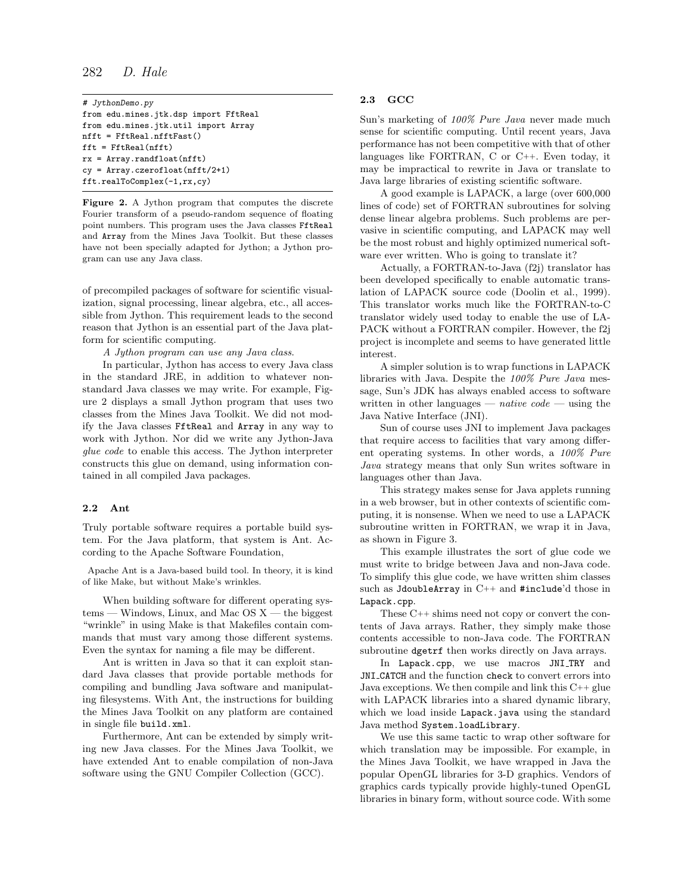```
# JythonDemo.py
from edu.mines.jtk.dsp import FftReal
from edu.mines.jtk.util import Array
nfft = FftReal.nfftFast()
fft = FftReal(nfft)
rx = Array.randfloat(nfft)
cy = Array.czerofloat(nfft/2+1)
fft.realToComplex(-1,rx,cy)
```

**Figure 2.** A Jython program that computes the discrete Fourier transform of a pseudo-random sequence of floating point numbers. This program uses the Java classes `FftReal` and `Array` from the Mines Java Toolkit. But these classes have not been specially adapted for Jython; a Jython program can use any Java class.

of precompiled packages of software for scientific visualization, signal processing, linear algebra, etc., all accessible from Jython. This requirement leads to the second reason that Jython is an essential part of the Java platform for scientific computing.

*A Jython program can use any Java class.*

In particular, Jython has access to every Java class in the standard JRE, in addition to whatever non-standard Java classes we may write. For example, Figure 2 displays a small Jython program that uses two classes from the Mines Java Toolkit. We did not modify the Java classes `FftReal` and `Array` in any way to work with Jython. Nor did we write any Jython-Java *glue code* to enable this access. The Jython interpreter constructs this glue on demand, using information contained in all compiled Java packages.

### 2.2 Ant

Truly portable software requires a portable build system. For the Java platform, that system is Ant. According to the Apache Software Foundation,

> Apache Ant is a Java-based build tool. In theory, it is kind of like Make, but without Make's wrinkles.

When building software for different operating systems — Windows, Linux, and Mac OS X — the biggest "wrinkle" in using Make is that Makefiles contain commands that must vary among those different systems. Even the syntax for naming a file may be different.

Ant is written in Java so that it can exploit standard Java classes that provide portable methods for compiling and bundling Java software and manipulating filesystems. With Ant, the instructions for building the Mines Java Toolkit on any platform are contained in single file `build.xml`.

Furthermore, Ant can be extended by simply writing new Java classes. For the Mines Java Toolkit, we have extended Ant to enable compilation of non-Java software using the GNU Compiler Collection (GCC).

### 2.3 GCC

Sun's marketing of *100% Pure Java* never made much sense for scientific computing. Until recent years, Java performance has not been competitive with that of other languages like FORTRAN, C or C++. Even today, it may be impractical to rewrite in Java or translate to Java large libraries of existing scientific software.

A good example is LAPACK, a large (over 600,000 lines of code) set of FORTRAN subroutines for solving dense linear algebra problems. Such problems are pervasive in scientific computing, and LAPACK may well be the most robust and highly optimized numerical software ever written. Who is going to translate it?

Actually, a FORTRAN-to-Java (f2j) translator has been developed specifically to enable automatic translation of LAPACK source code (Doolin et al., 1999). This translator works much like the FORTRAN-to-C translator widely used today to enable the use of LAPACK without a FORTRAN compiler. However, the f2j project is incomplete and seems to have generated little interest.

A simpler solution is to wrap functions in LAPACK libraries with Java. Despite the *100% Pure Java* message, Sun's JDK has always enabled access to software written in other languages — *native code* — using the Java Native Interface (JNI).

Sun of course uses JNI to implement Java packages that require access to facilities that vary among different operating systems. In other words, a *100% Pure Java* strategy means that only Sun writes software in languages other than Java.

This strategy makes sense for Java applets running in a web browser, but in other contexts of scientific computing, it is nonsense. When we need to use a LAPACK subroutine written in FORTRAN, we wrap it in Java, as shown in Figure 3.

This example illustrates the sort of glue code we must write to bridge between Java and non-Java code. To simplify this glue code, we have written shim classes such as `JdoubleArray` in C++ and `#include`'d those in `Lapack.cpp`.

These C++ shims need not copy or convert the contents of Java arrays. Rather, they simply make those contents accessible to non-Java code. The FORTRAN subroutine `dgetrf` then works directly on Java arrays.

In `Lapack.cpp`, we use macros `JNI_TRY` and `JNI_CATCH` and the function `check` to convert errors into Java exceptions. We then compile and link this C++ glue with LAPACK libraries into a shared dynamic library, which we load inside `Lapack.java` using the standard Java method `System.loadLibrary`.

We use this same tactic to wrap other software for which translation may be impossible. For example, in the Mines Java Toolkit, we have wrapped in Java the popular OpenGL libraries for 3-D graphics. Vendors of graphics cards typically provide highly-tuned OpenGL libraries in binary form, without source code. With some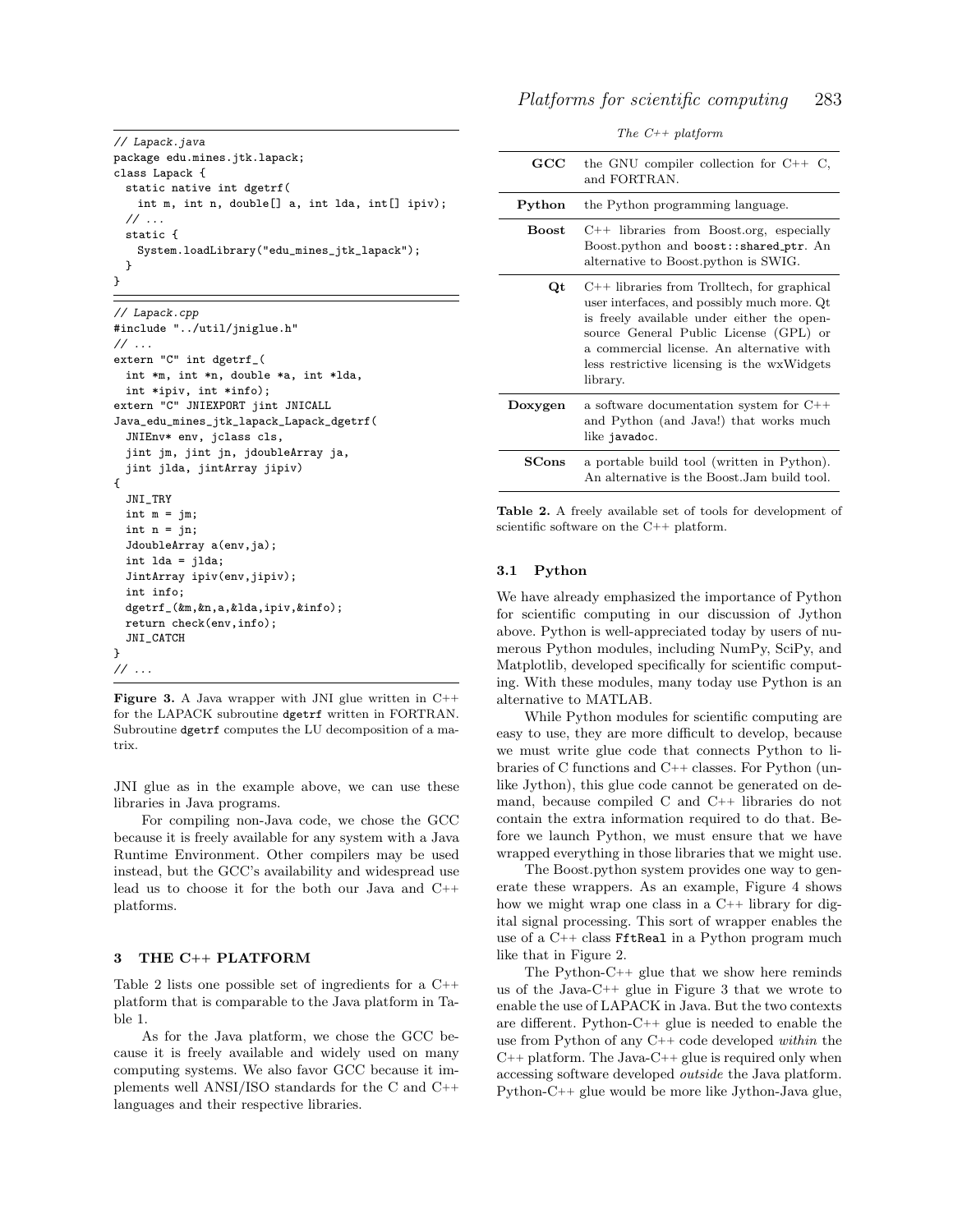```
// Lapack.java
package edu.mines.jtk.lapack;
class Lapack {
  static native int dgetrf(
    int m, int n, double[] a, int lda, int[] ipiv);
  // ...
  static {
    System.loadLibrary("edu_mines_jtk_lapack");
  }
}
```

```
// Lapack.cpp
#include "../util/jniglue.h"
// ...
extern "C" int dgetrf_(
  int *m, int *n, double *a, int *lda,
  int *ipiv, int *info);
extern "C" JNIEXPORT jint JNICALL
Java_edu_mines_jtk_lapack_Lapack_dgetrf(
  JNIEnv* env, jclass cls,
  jint jm, jint jn, jdoubleArray ja,
  jint jlda, jintArray jipiv)
{
  JNI_TRY
  int m = jm;
  int n = jn;
  JdoubleArray a(env,ja);
  int lda = jlda;
  JintArray ipiv(env,jipiv);
  int info;
  dgetrf_(&m,&n,a,&lda,ipiv,&info);
  return check(env,info);
  JNI_CATCH
}
// ...
```

**Figure 3.** A Java wrapper with JNI glue written in C++ for the LAPACK subroutine `dgetrf` written in FORTRAN. Subroutine `dgetrf` computes the LU decomposition of a matrix.

JNI glue as in the example above, we can use these libraries in Java programs.

For compiling non-Java code, we chose the GCC because it is freely available for any system with a Java Runtime Environment. Other compilers may be used instead, but the GCC's availability and widespread use lead us to choose it for the both our Java and C++ platforms.

## 3 THE C++ PLATFORM

Table 2 lists one possible set of ingredients for a C++ platform that is comparable to the Java platform in Table 1.

As for the Java platform, we chose the GCC because it is freely available and widely used on many computing systems. We also favor GCC because it implements well ANSI/ISO standards for the C and C++ languages and their respective libraries.

*The C++ platform*

| | |
|---|---|
| **GCC** | the GNU compiler collection for C++ C, and FORTRAN. |
| **Python** | the Python programming language. |
| **Boost** | C++ libraries from Boost.org, especially Boost.python and `boost::shared_ptr`. An alternative to Boost.python is SWIG. |
| **Qt** | C++ libraries from Trolltech, for graphical user interfaces, and possibly much more. Qt is freely available under either the open-source General Public License (GPL) or a commercial license. An alternative with less restrictive licensing is the wxWidgets library. |
| **Doxygen** | a software documentation system for C++ and Python (and Java!) that works much like `javadoc`. |
| **SCons** | a portable build tool (written in Python). An alternative is the Boost.Jam build tool. |

**Table 2.** A freely available set of tools for development of scientific software on the C++ platform.

### 3.1 Python

We have already emphasized the importance of Python for scientific computing in our discussion of Jython above. Python is well-appreciated today by users of numerous Python modules, including NumPy, SciPy, and Matplotlib, developed specifically for scientific computing. With these modules, many today use Python is an alternative to MATLAB.

While Python modules for scientific computing are easy to use, they are more difficult to develop, because we must write glue code that connects Python to libraries of C functions and C++ classes. For Python (unlike Jython), this glue code cannot be generated on demand, because compiled C and C++ libraries do not contain the extra information required to do that. Before we launch Python, we must ensure that we have wrapped everything in those libraries that we might use.

The Boost.python system provides one way to generate these wrappers. As an example, Figure 4 shows how we might wrap one class in a C++ library for digital signal processing. This sort of wrapper enables the use of a C++ class `FftReal` in a Python program much like that in Figure 2.

The Python-C++ glue that we show here reminds us of the Java-C++ glue in Figure 3 that we wrote to enable the use of LAPACK in Java. But the two contexts are different. Python-C++ glue is needed to enable the use from Python of any C++ code developed *within* the C++ platform. The Java-C++ glue is required only when accessing software developed *outside* the Java platform. Python-C++ glue would be more like Jython-Java glue,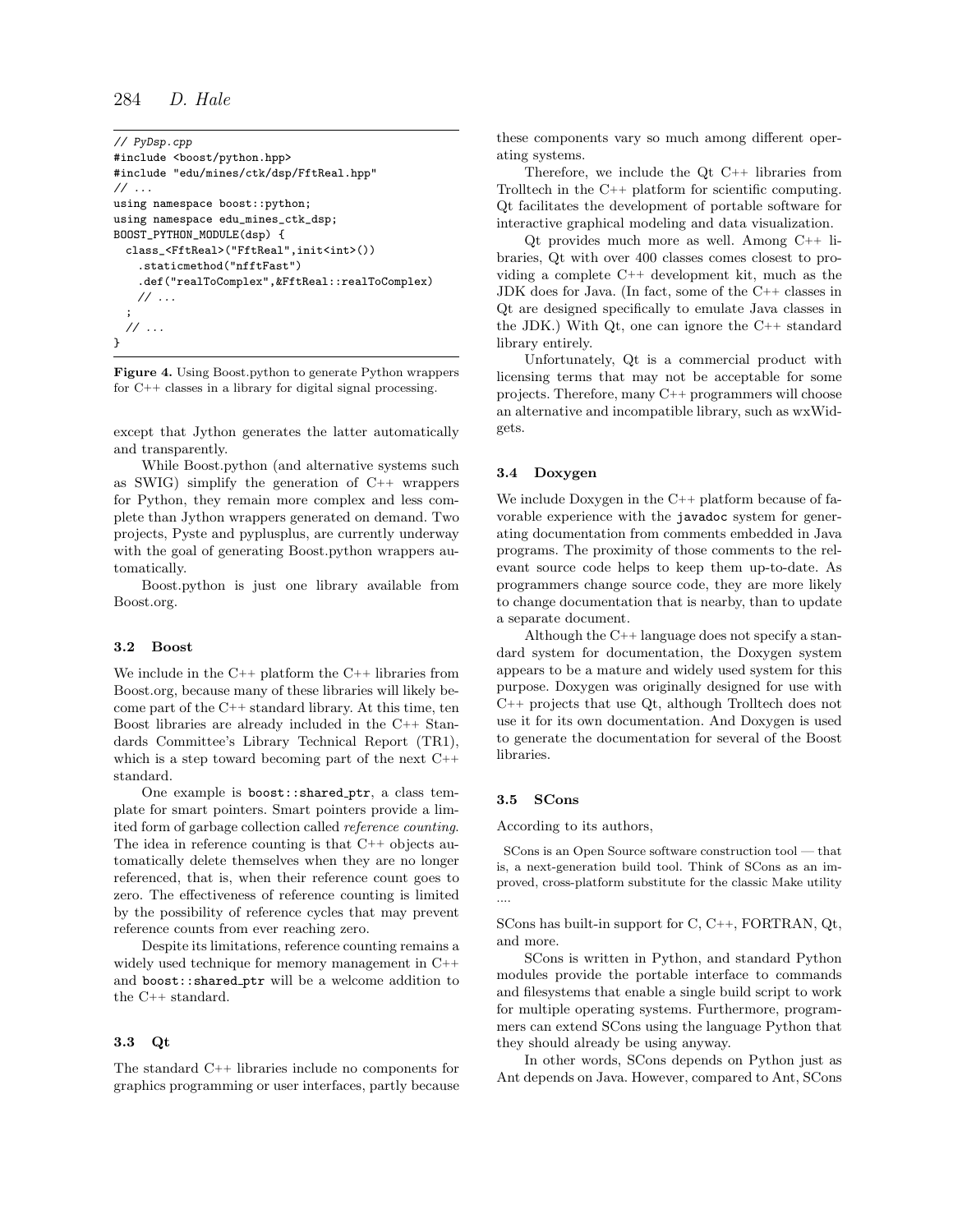```
// PyDsp.cpp
#include <boost/python.hpp>
#include "edu/mines/ctk/dsp/FftReal.hpp"
// ...
using namespace boost::python;
using namespace edu_mines_ctk_dsp;
BOOST_PYTHON_MODULE(dsp) {
  class_<FftReal>("FftReal",init<int>())
    .staticmethod("nfftFast")
    .def("realToComplex",&FftReal::realToComplex)
    // ...
  ;
  // ...
}
```

**Figure 4.** Using Boost.python to generate Python wrappers for C++ classes in a library for digital signal processing.

except that Jython generates the latter automatically and transparently.

While Boost.python (and alternative systems such as SWIG) simplify the generation of C++ wrappers for Python, they remain more complex and less complete than Jython wrappers generated on demand. Two projects, Pyste and pyplusplus, are currently underway with the goal of generating Boost.python wrappers automatically.

Boost.python is just one library available from Boost.org.

### 3.2 Boost

We include in the C++ platform the C++ libraries from Boost.org, because many of these libraries will likely become part of the C++ standard library. At this time, ten Boost libraries are already included in the C++ Standards Committee's Library Technical Report (TR1), which is a step toward becoming part of the next C++ standard.

One example is `boost::shared_ptr`, a class template for smart pointers. Smart pointers provide a limited form of garbage collection called *reference counting*. The idea in reference counting is that C++ objects automatically delete themselves when they are no longer referenced, that is, when their reference count goes to zero. The effectiveness of reference counting is limited by the possibility of reference cycles that may prevent reference counts from ever reaching zero.

Despite its limitations, reference counting remains a widely used technique for memory management in C++ and `boost::shared_ptr` will be a welcome addition to the C++ standard.

### 3.3 Qt

The standard C++ libraries include no components for graphics programming or user interfaces, partly because these components vary so much among different operating systems.

Therefore, we include the Qt C++ libraries from Trolltech in the C++ platform for scientific computing. Qt facilitates the development of portable software for interactive graphical modeling and data visualization.

Qt provides much more as well. Among C++ libraries, Qt with over 400 classes comes closest to providing a complete C++ development kit, much as the JDK does for Java. (In fact, some of the C++ classes in Qt are designed specifically to emulate Java classes in the JDK.) With Qt, one can ignore the C++ standard library entirely.

Unfortunately, Qt is a commercial product with licensing terms that may not be acceptable for some projects. Therefore, many C++ programmers will choose an alternative and incompatible library, such as wxWidgets.

### 3.4 Doxygen

We include Doxygen in the C++ platform because of favorable experience with the `javadoc` system for generating documentation from comments embedded in Java programs. The proximity of those comments to the relevant source code helps to keep them up-to-date. As programmers change source code, they are more likely to change documentation that is nearby, than to update a separate document.

Although the C++ language does not specify a standard system for documentation, the Doxygen system appears to be a mature and widely used system for this purpose. Doxygen was originally designed for use with C++ projects that use Qt, although Trolltech does not use it for its own documentation. And Doxygen is used to generate the documentation for several of the Boost libraries.

### 3.5 SCons

According to its authors,

> SCons is an Open Source software construction tool — that is, a next-generation build tool. Think of SCons as an improved, cross-platform substitute for the classic Make utility ....

SCons has built-in support for C, C++, FORTRAN, Qt, and more.

SCons is written in Python, and standard Python modules provide the portable interface to commands and filesystems that enable a single build script to work for multiple operating systems. Furthermore, programmers can extend SCons using the language Python that they should already be using anyway.

In other words, SCons depends on Python just as Ant depends on Java. However, compared to Ant, SCons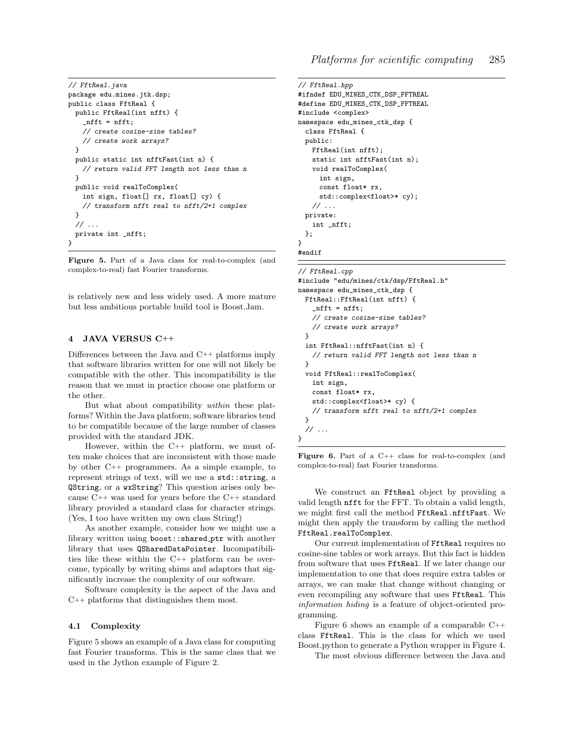```java
// FftReal.java
package edu.mines.jtk.dsp;
public class FftReal {
  public FftReal(int nfft) {
    _nfft = nfft;
    // create cosine-sine tables?
    // create work arrays?
  }
  public static int nfftFast(int n) {
    // return valid FFT length not less than n
  }
  public void realToComplex(
    int sign, float[] rx, float[] cy) {
    // transform nfft real to nfft/2+1 complex
  }
  // ...
  private int _nfft;
}
```

**Figure 5.** Part of a Java class for real-to-complex (and complex-to-real) fast Fourier transforms.

is relatively new and less widely used. A more mature but less ambitious portable build tool is Boost.Jam.

## 4 JAVA VERSUS C++

Differences between the Java and C++ platforms imply that software libraries written for one will not likely be compatible with the other. This incompatibility is the reason that we must in practice choose one platform or the other.

But what about compatibility *within* these platforms? Within the Java platform, software libraries tend to be compatible because of the large number of classes provided with the standard JDK.

However, within the C++ platform, we must often make choices that are inconsistent with those made by other C++ programmers. As a simple example, to represent strings of text, will we use a `std::string`, a `QString`, or a `wxString`? This question arises only because C++ was used for years before the C++ standard library provided a standard class for character strings. (Yes, I too have written my own class String!)

As another example, consider how we might use a library written using `boost::shared_ptr` with another library that uses `QSharedDataPointer`. Incompatibilities like these within the C++ platform can be overcome, typically by writing shims and adaptors that significantly increase the complexity of our software.

Software complexity is the aspect of the Java and C++ platforms that distinguishes them most.

### 4.1 Complexity

Figure 5 shows an example of a Java class for computing fast Fourier transforms. This is the same class that we used in the Jython example of Figure 2.

```cpp
// FftReal.hpp
#ifndef EDU_MINES_CTK_DSP_FFTREAL
#define EDU_MINES_CTK_DSP_FFTREAL
#include <complex>
namespace edu_mines_ctk_dsp {
  class FftReal {
  public:
    FftReal(int nfft);
    static int nfftFast(int n);
    void realToComplex(
      int sign,
      const float* rx,
      std::complex<float>* cy);
    // ...
  private:
    int _nfft;
  };
}
#endif
```

```cpp
// FftReal.cpp
#include "edu/mines/ctk/dsp/FftReal.h"
namespace edu_mines_ctk_dsp {
  FftReal::FftReal(int nfft) {
    _nfft = nfft;
    // create cosine-sine tables?
    // create work arrays?
  }
  int FftReal::nfftFast(int n) {
    // return valid FFT length not less than n
  }
  void FftReal::realToComplex(
    int sign,
    const float* rx,
    std::complex<float>* cy) {
    // transform nfft real to nfft/2+1 complex
  }
  // ...
}
```

**Figure 6.** Part of a C++ class for real-to-complex (and complex-to-real) fast Fourier transforms.

We construct an `FftReal` object by providing a valid length `nfft` for the FFT. To obtain a valid length, we might first call the method `FftReal.nfftFast`. We might then apply the transform by calling the method `FftReal.realToComplex`.

Our current implementation of `FftReal` requires no cosine-sine tables or work arrays. But this fact is hidden from software that uses `FftReal`. If we later change our implementation to one that does require extra tables or arrays, we can make that change without changing or even recompiling any software that uses `FftReal`. This *information hiding* is a feature of object-oriented programming.

Figure 6 shows an example of a comparable C++ class `FftReal`. This is the class for which we used Boost.python to generate a Python wrapper in Figure 4.

The most obvious difference between the Java and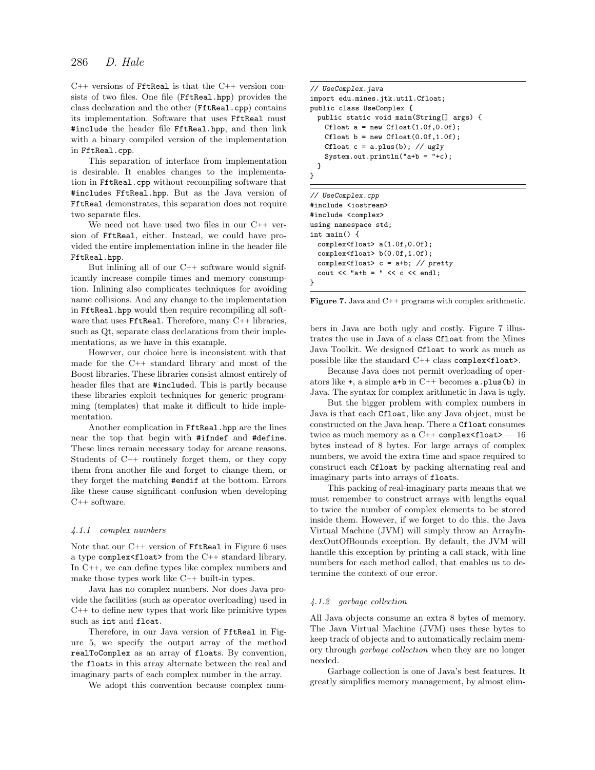C++ versions of FftReal is that the C++ version consists of two files. One file (FftReal.hpp) provides the class declaration and the other (FftReal.cpp) contains its implementation. Software that uses FftReal must #include the header file FftReal.hpp, and then link with a binary compiled version of the implementation in FftReal.cpp.

This separation of interface from implementation is desirable. It enables changes to the implementation in FftReal.cpp without recompiling software that #includes FftReal.hpp. But as the Java version of FftReal demonstrates, this separation does not require two separate files.

We need not have used two files in our C++ version of FftReal, either. Instead, we could have provided the entire implementation inline in the header file FftReal.hpp.

But inlining all of our C++ software would significantly increase compile times and memory consumption. Inlining also complicates techniques for avoiding name collisions. And any change to the implementation in FftReal.hpp would then require recompiling all software that uses FftReal. Therefore, many C++ libraries, such as Qt, separate class declarations from their implementations, as we have in this example.

However, our choice here is inconsistent with that made for the C++ standard library and most of the Boost libraries. These libraries consist almost entirely of header files that are #included. This is partly because these libraries exploit techniques for generic programming (templates) that make it difficult to hide implementation.

Another complication in FftReal.hpp are the lines near the top that begin with #ifndef and #define. These lines remain necessary today for arcane reasons. Students of C++ routinely forget them, or they copy them from another file and forget to change them, or they forget the matching #endif at the bottom. Errors like these cause significant confusion when developing C++ software.

#### 4.1.1 complex numbers

Note that our C++ version of FftReal in Figure 6 uses a type complex<float> from the C++ standard library. In C++, we can define types like complex numbers and make those types work like C++ built-in types.

Java has no complex numbers. Nor does Java provide the facilities (such as operator overloading) used in C++ to define new types that work like primitive types such as int and float.

Therefore, in our Java version of FftReal in Figure 5, we specify the output array of the method realToComplex as an array of floats. By convention, the floats in this array alternate between the real and imaginary parts of each complex number in the array.

We adopt this convention because complex numbers in Java are both ugly and costly. Figure 7 illustrates the use in Java of a class Cfloat from the Mines Java Toolkit. We designed Cfloat to work as much as possible like the standard C++ class complex<float>.

```
// UseComplex.java
import edu.mines.jtk.util.Cfloat;
public class UseComplex {
  public static void main(String[] args) {
    Cfloat a = new Cfloat(1.0f,0.0f);
    Cfloat b = new Cfloat(0.0f,1.0f);
    Cfloat c = a.plus(b); // ugly
    System.out.println("a+b = "+c);
  }
}
```

```
// UseComplex.cpp
#include <iostream>
#include <complex>
using namespace std;
int main() {
  complex<float> a(1.0f,0.0f);
  complex<float> b(0.0f,1.0f);
  complex<float> c = a+b; // pretty
  cout << "a+b = " << c << endl;
}
```

**Figure 7.** Java and C++ programs with complex arithmetic.

Because Java does not permit overloading of operators like +, a simple a+b in C++ becomes a.plus(b) in Java. The syntax for complex arithmetic in Java is ugly.

But the bigger problem with complex numbers in Java is that each Cfloat, like any Java object, must be constructed on the Java heap. There a Cfloat consumes twice as much memory as a C++ complex<float> — 16 bytes instead of 8 bytes. For large arrays of complex numbers, we avoid the extra time and space required to construct each Cfloat by packing alternating real and imaginary parts into arrays of floats.

This packing of real-imaginary parts means that we must remember to construct arrays with lengths equal to twice the number of complex elements to be stored inside them. However, if we forget to do this, the Java Virtual Machine (JVM) will simply throw an ArrayIndexOutOfBounds exception. By default, the JVM will handle this exception by printing a call stack, with line numbers for each method called, that enables us to determine the context of our error.

#### 4.1.2 garbage collection

All Java objects consume an extra 8 bytes of memory. The Java Virtual Machine (JVM) uses these bytes to keep track of objects and to automatically reclaim memory through *garbage collection* when they are no longer needed.

Garbage collection is one of Java's best features. It greatly simplifies memory management, by almost elim-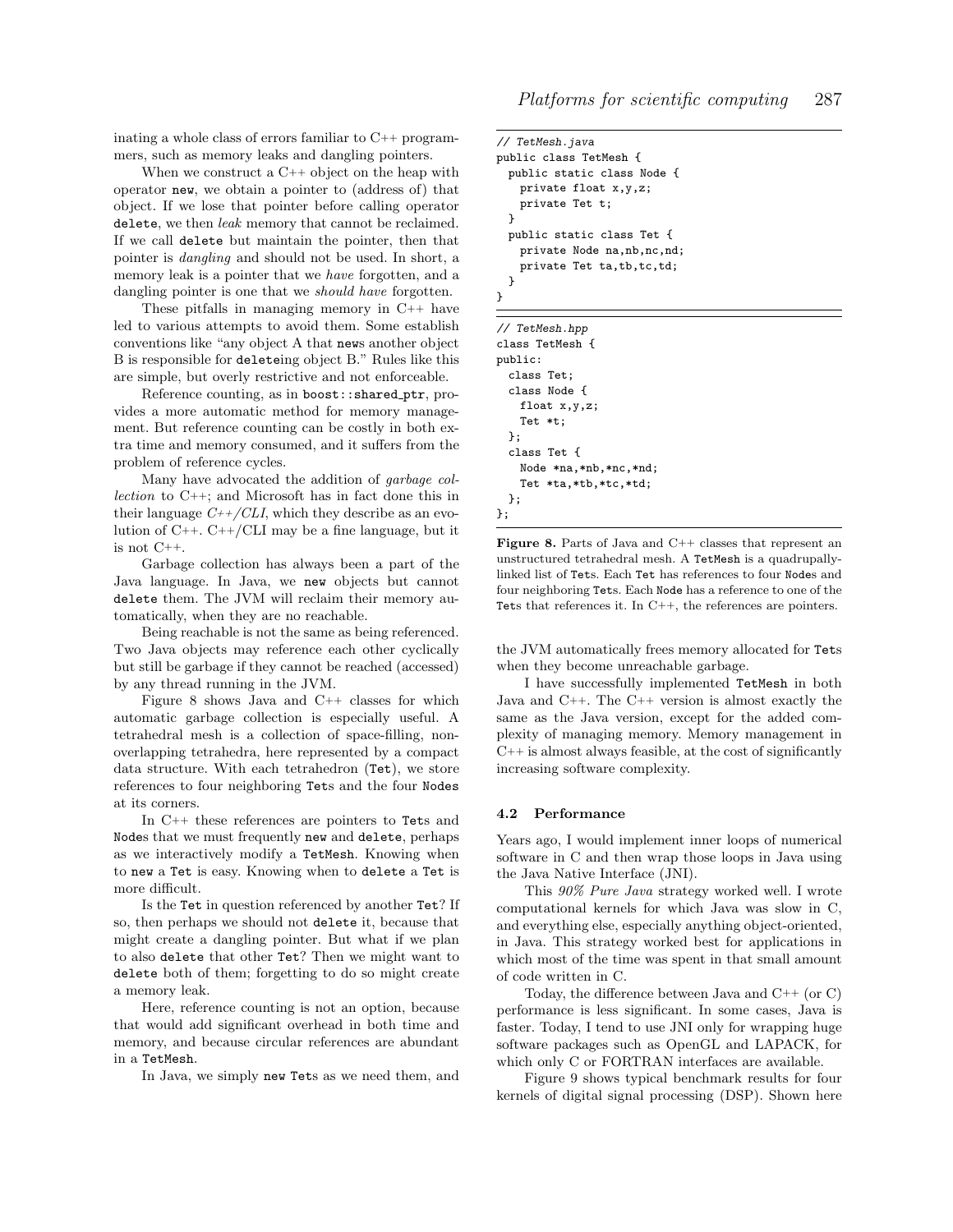inating a whole class of errors familiar to C++ programmers, such as memory leaks and dangling pointers.

When we construct a C++ object on the heap with operator `new`, we obtain a pointer to (address of) that object. If we lose that pointer before calling operator `delete`, we then *leak* memory that cannot be reclaimed. If we call `delete` but maintain the pointer, then that pointer is *dangling* and should not be used. In short, a memory leak is a pointer that we *have* forgotten, and a dangling pointer is one that we *should have* forgotten.

These pitfalls in managing memory in C++ have led to various attempts to avoid them. Some establish conventions like "any object A that `new`s another object B is responsible for `delete`ing object B." Rules like this are simple, but overly restrictive and not enforceable.

Reference counting, as in `boost::shared_ptr`, provides a more automatic method for memory management. But reference counting can be costly in both extra time and memory consumed, and it suffers from the problem of reference cycles.

Many have advocated the addition of *garbage collection* to C++; and Microsoft has in fact done this in their language *C++/CLI*, which they describe as an evolution of C++. C++/CLI may be a fine language, but it is not C++.

Garbage collection has always been a part of the Java language. In Java, we `new` objects but cannot `delete` them. The JVM will reclaim their memory automatically, when they are no reachable.

Being reachable is not the same as being referenced. Two Java objects may reference each other cyclically but still be garbage if they cannot be reached (accessed) by any thread running in the JVM.

Figure 8 shows Java and C++ classes for which automatic garbage collection is especially useful. A tetrahedral mesh is a collection of space-filling, non-overlapping tetrahedra, here represented by a compact data structure. With each tetrahedron (`Tet`), we store references to four neighboring `Tet`s and the four `Node`s at its corners.

In C++ these references are pointers to `Tet`s and `Node`s that we must frequently `new` and `delete`, perhaps as we interactively modify a `TetMesh`. Knowing when to `new` a `Tet` is easy. Knowing when to `delete` a `Tet` is more difficult.

Is the `Tet` in question referenced by another `Tet`? If so, then perhaps we should not `delete` it, because that might create a dangling pointer. But what if we plan to also `delete` that other `Tet`? Then we might want to `delete` both of them; forgetting to do so might create a memory leak.

Here, reference counting is not an option, because that would add significant overhead in both time and memory, and because circular references are abundant in a `TetMesh`.

In Java, we simply `new` `Tet`s as we need them, and the JVM automatically frees memory allocated for `Tet`s when they become unreachable garbage.

I have successfully implemented `TetMesh` in both Java and C++. The C++ version is almost exactly the same as the Java version, except for the added complexity of managing memory. Memory management in C++ is almost always feasible, at the cost of significantly increasing software complexity.

```java
// TetMesh.java
public class TetMesh {
  public static class Node {
    private float x,y,z;
    private Tet t;
  }
  public static class Tet {
    private Node na,nb,nc,nd;
    private Tet ta,tb,tc,td;
  }
}
```

```cpp
// TetMesh.hpp
class TetMesh {
public:
  class Tet;
  class Node {
    float x,y,z;
    Tet *t;
  };
  class Tet {
    Node *na,*nb,*nc,*nd;
    Tet *ta,*tb,*tc,*td;
  };
};
```

**Figure 8.** Parts of Java and C++ classes that represent an unstructured tetrahedral mesh. A `TetMesh` is a quadrupally-linked list of `Tet`s. Each `Tet` has references to four `Node`s and four neighboring `Tet`s. Each `Node` has a reference to one of the `Tet`s that references it. In C++, the references are pointers.

### 4.2 Performance

Years ago, I would implement inner loops of numerical software in C and then wrap those loops in Java using the Java Native Interface (JNI).

This *90% Pure Java* strategy worked well. I wrote computational kernels for which Java was slow in C, and everything else, especially anything object-oriented, in Java. This strategy worked best for applications in which most of the time was spent in that small amount of code written in C.

Today, the difference between Java and C++ (or C) performance is less significant. In some cases, Java is faster. Today, I tend to use JNI only for wrapping huge software packages such as OpenGL and LAPACK, for which only C or FORTRAN interfaces are available.

Figure 9 shows typical benchmark results for four kernels of digital signal processing (DSP). Shown here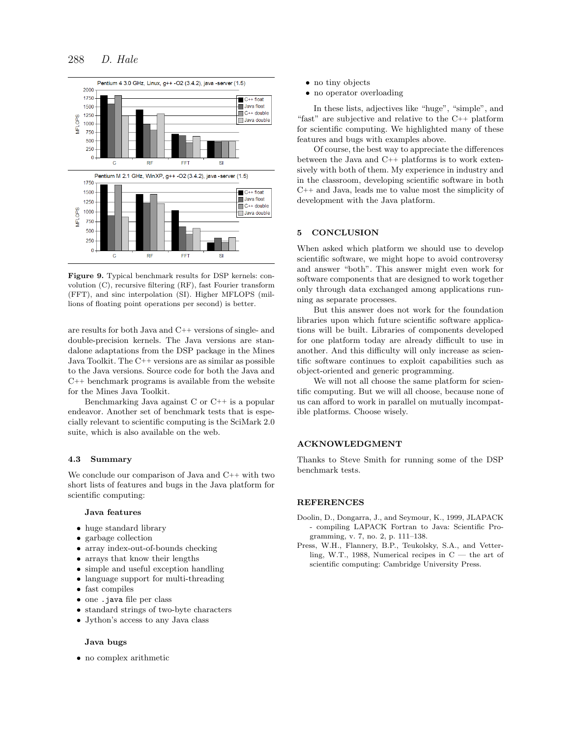Pentium 4 3.0 GHz, Linux, g++ -O2 (3.4.2), java -server (1.5)

MFLOPS

2000
1750
1500
1250
1000
750
500
250
0

C RF FFT SI

C++ float
Java float
C++ double
Java double

Pentium M 2.1 GHz, WinXP, g++ -O2 (3.4.2), java -server (1.5)

MFLOPS

1750
1500
1250
1000
750
500
250
0

C RF FFT SI

C++ float
Java float
C++ double
Java double

**Figure 9.** Typical benchmark results for DSP kernels: convolution (C), recursive filtering (RF), fast Fourier transform (FFT), and sinc interpolation (SI). Higher MFLOPS (millions of floating point operations per second) is better.

are results for both Java and C++ versions of single- and double-precision kernels. The Java versions are standalone adaptations from the DSP package in the Mines Java Toolkit. The C++ versions are as similar as possible to the Java versions. Source code for both the Java and C++ benchmark programs is available from the website for the Mines Java Toolkit.

Benchmarking Java against C or C++ is a popular endeavor. Another set of benchmark tests that is especially relevant to scientific computing is the SciMark 2.0 suite, which is also available on the web.

### 4.3 Summary

We conclude our comparison of Java and C++ with two short lists of features and bugs in the Java platform for scientific computing:

**Java features**

- huge standard library
- garbage collection
- array index-out-of-bounds checking
- arrays that know their lengths
- simple and useful exception handling
- language support for multi-threading
- fast compiles
- one `.java` file per class
- standard strings of two-byte characters
- Jython's access to any Java class

**Java bugs**

- no complex arithmetic
- no tiny objects
- no operator overloading

In these lists, adjectives like "huge", "simple", and "fast" are subjective and relative to the C++ platform for scientific computing. We highlighted many of these features and bugs with examples above.

Of course, the best way to appreciate the differences between the Java and C++ platforms is to work extensively with both of them. My experience in industry and in the classroom, developing scientific software in both C++ and Java, leads me to value most the simplicity of development with the Java platform.

## 5 CONCLUSION

When asked which platform we should use to develop scientific software, we might hope to avoid controversy and answer "both". This answer might even work for software components that are designed to work together only through data exchanged among applications running as separate processes.

But this answer does not work for the foundation libraries upon which future scientific software applications will be built. Libraries of components developed for one platform today are already difficult to use in another. And this difficulty will only increase as scientific software continues to exploit capabilities such as object-oriented and generic programming.

We will not all choose the same platform for scientific computing. But we will all choose, because none of us can afford to work in parallel on mutually incompatible platforms. Choose wisely.

## ACKNOWLEDGMENT

Thanks to Steve Smith for running some of the DSP benchmark tests.

## REFERENCES

Doolin, D., Dongarra, J., and Seymour, K., 1999, JLAPACK - compiling LAPACK Fortran to Java: Scientific Programming, v. 7, no. 2, p. 111–138.

Press, W.H., Flannery, B.P., Teukolsky, S.A., and Vetterling, W.T., 1988, Numerical recipes in C — the art of scientific computing: Cambridge University Press.